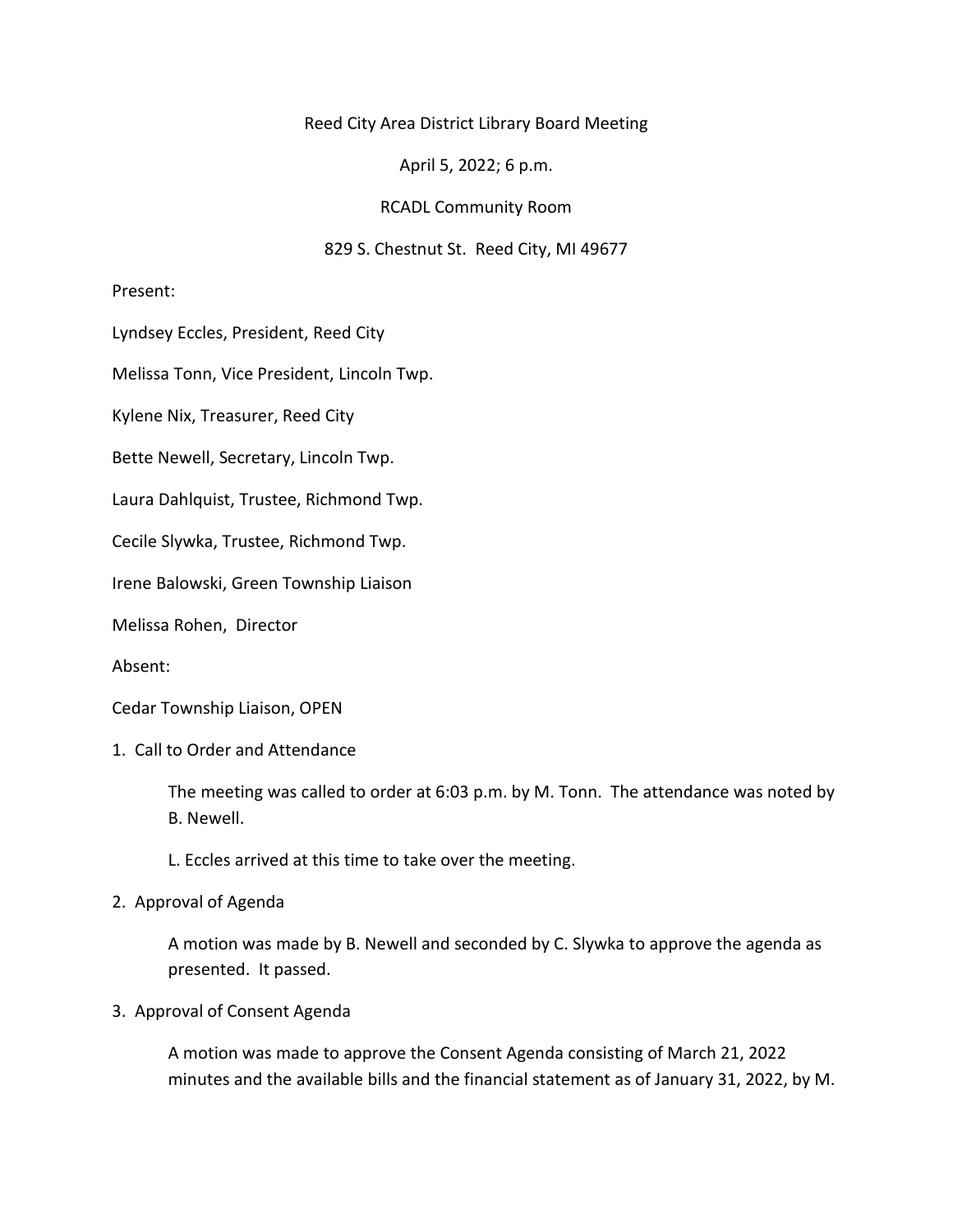Reed City Area District Library Board Meeting

April 5, 2022; 6 p.m.

RCADL Community Room

829 S. Chestnut St. Reed City, MI 49677

Present:

Lyndsey Eccles, President, Reed City

Melissa Tonn, Vice President, Lincoln Twp.

Kylene Nix, Treasurer, Reed City

Bette Newell, Secretary, Lincoln Twp.

Laura Dahlquist, Trustee, Richmond Twp.

Cecile Slywka, Trustee, Richmond Twp.

Irene Balowski, Green Township Liaison

Melissa Rohen, Director

Absent:

Cedar Township Liaison, OPEN

1. Call to Order and Attendance

   The meeting was called to order at 6:03 p.m. by M. Tonn. The attendance was noted by B. Newell.

   L. Eccles arrived at this time to take over the meeting.

2. Approval of Agenda

   A motion was made by B. Newell and seconded by C. Slywka to approve the agenda as presented. It passed.

3. Approval of Consent Agenda

   A motion was made to approve the Consent Agenda consisting of March 21, 2022 minutes and the available bills and the financial statement as of January 31, 2022, by M.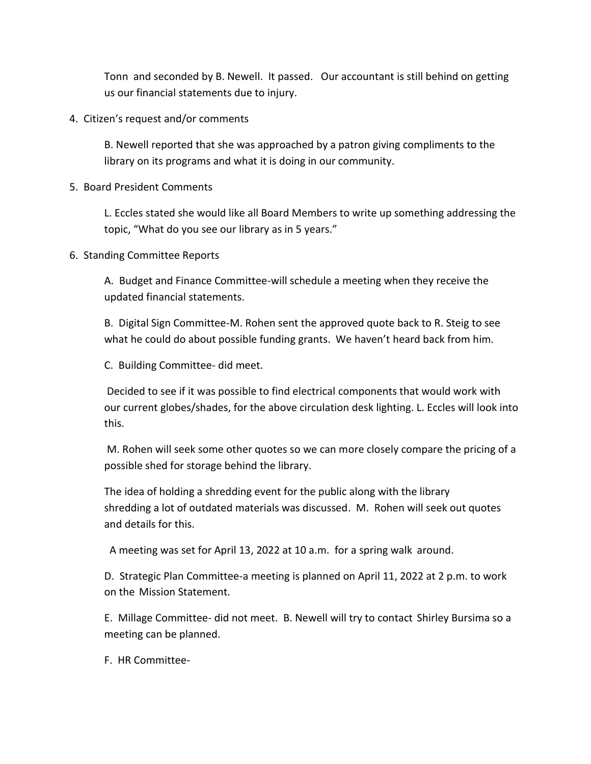Tonn and seconded by B. Newell. It passed. Our accountant is still behind on getting us our financial statements due to injury.

4. Citizen's request and/or comments

   B. Newell reported that she was approached by a patron giving compliments to the library on its programs and what it is doing in our community.

5. Board President Comments

   L. Eccles stated she would like all Board Members to write up something addressing the topic, "What do you see our library as in 5 years."

6. Standing Committee Reports

   A. Budget and Finance Committee-will schedule a meeting when they receive the updated financial statements.

   B. Digital Sign Committee-M. Rohen sent the approved quote back to R. Steig to see what he could do about possible funding grants. We haven't heard back from him.

   C. Building Committee- did meet.

   Decided to see if it was possible to find electrical components that would work with our current globes/shades, for the above circulation desk lighting. L. Eccles will look into this.

   M. Rohen will seek some other quotes so we can more closely compare the pricing of a possible shed for storage behind the library.

   The idea of holding a shredding event for the public along with the library shredding a lot of outdated materials was discussed. M. Rohen will seek out quotes and details for this.

   A meeting was set for April 13, 2022 at 10 a.m. for a spring walk around.

   D. Strategic Plan Committee-a meeting is planned on April 11, 2022 at 2 p.m. to work on the Mission Statement.

   E. Millage Committee- did not meet. B. Newell will try to contact Shirley Bursima so a meeting can be planned.

   F. HR Committee-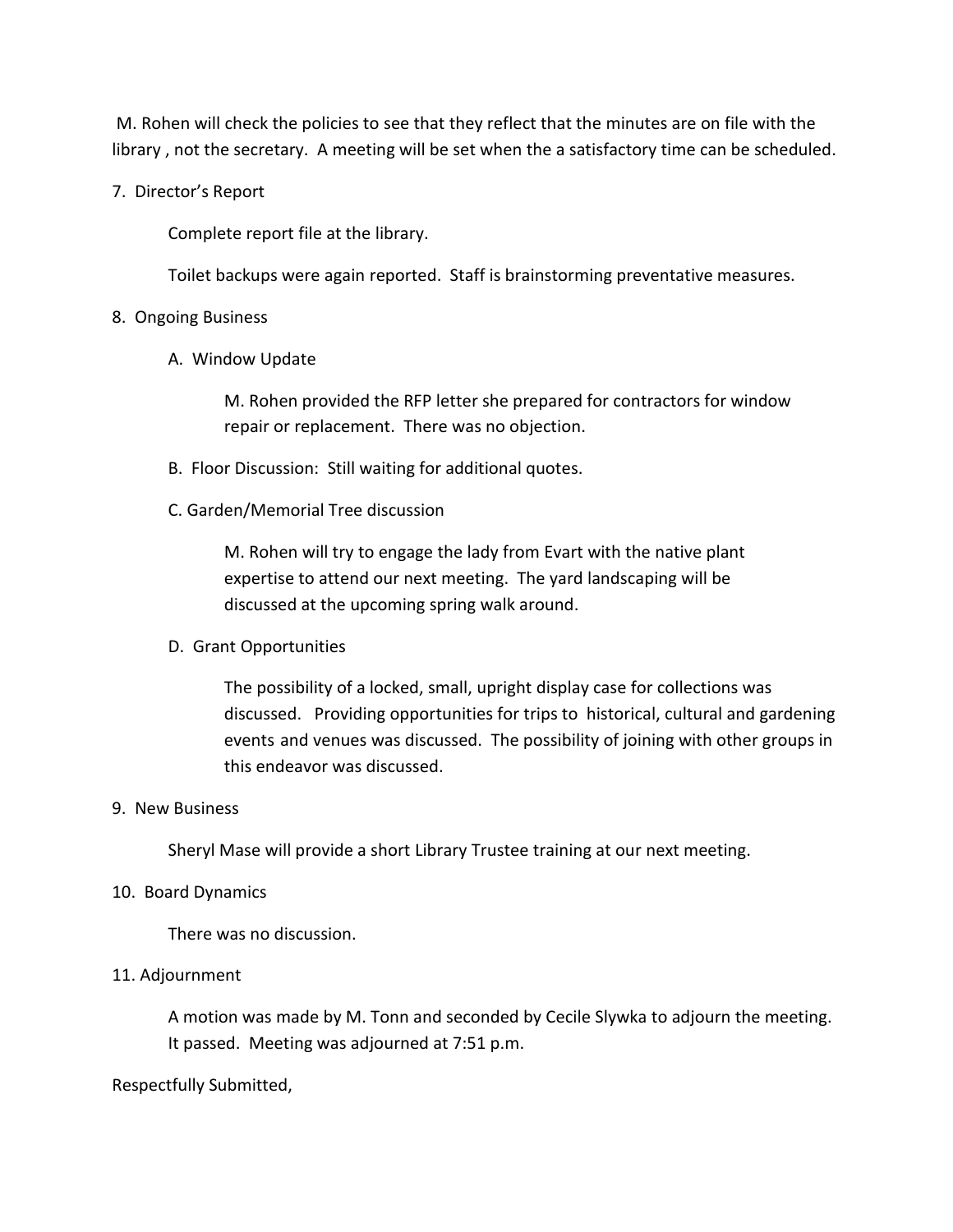M. Rohen will check the policies to see that they reflect that the minutes are on file with the library , not the secretary. A meeting will be set when the a satisfactory time can be scheduled.

7. Director's Report

   Complete report file at the library.

   Toilet backups were again reported. Staff is brainstorming preventative measures.

8. Ongoing Business

   A. Window Update

      M. Rohen provided the RFP letter she prepared for contractors for window repair or replacement. There was no objection.

   B. Floor Discussion: Still waiting for additional quotes.

   C. Garden/Memorial Tree discussion

      M. Rohen will try to engage the lady from Evart with the native plant expertise to attend our next meeting. The yard landscaping will be discussed at the upcoming spring walk around.

   D. Grant Opportunities

      The possibility of a locked, small, upright display case for collections was discussed. Providing opportunities for trips to historical, cultural and gardening events and venues was discussed. The possibility of joining with other groups in this endeavor was discussed.

9. New Business

   Sheryl Mase will provide a short Library Trustee training at our next meeting.

10. Board Dynamics

    There was no discussion.

11. Adjournment

    A motion was made by M. Tonn and seconded by Cecile Slywka to adjourn the meeting. It passed. Meeting was adjourned at 7:51 p.m.

Respectfully Submitted,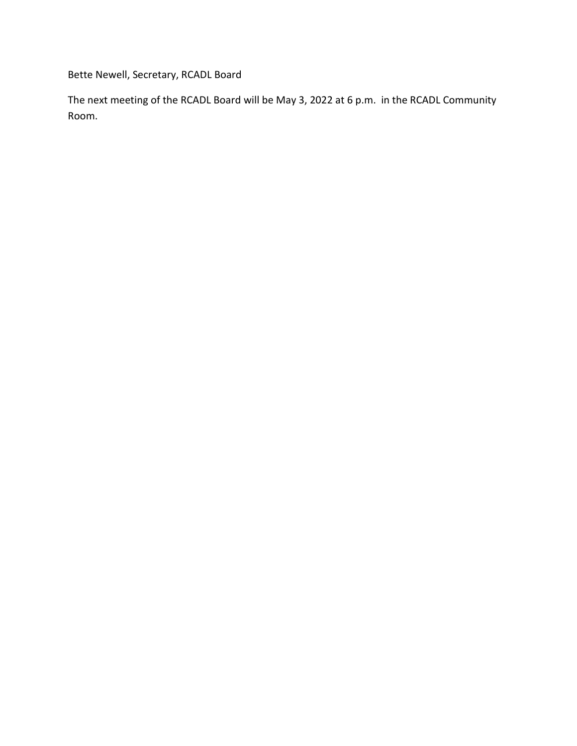Bette Newell, Secretary, RCADL Board

The next meeting of the RCADL Board will be May 3, 2022 at 6 p.m. in the RCADL Community Room.